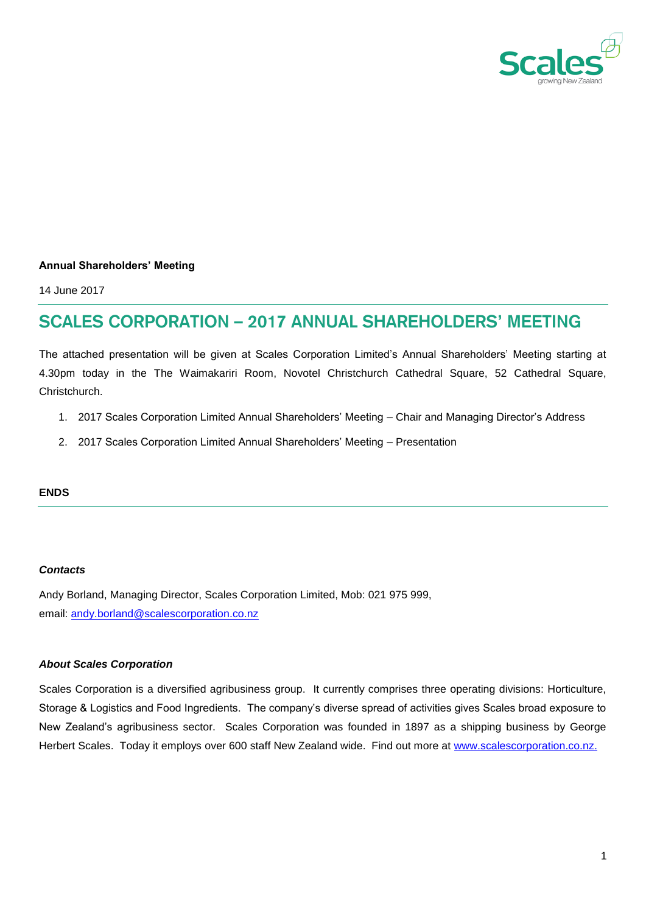**Annual Shareholders' Meeting**

14 June 2017

# SCALES CORPORATION – 2017 ANNUAL SHAREHOLDERS' MEETING

The attached presentation will be given at Scales Corporation Limited's Annual Shareholders' Meeting starting at 4.30pm today in the The Waimakariri Room, Novotel Christchurch Cathedral Square, 52 Cathedral Square, Christchurch.

1. 2017 Scales Corporation Limited Annual Shareholders' Meeting – Chair and Managing Director's Address
2. 2017 Scales Corporation Limited Annual Shareholders' Meeting – Presentation

**ENDS**

***Contacts***

Andy Borland, Managing Director, Scales Corporation Limited, Mob: 021 975 999,
email: andy.borland@scalescorporation.co.nz

***About Scales Corporation***

Scales Corporation is a diversified agribusiness group. It currently comprises three operating divisions: Horticulture, Storage & Logistics and Food Ingredients. The company's diverse spread of activities gives Scales broad exposure to New Zealand's agribusiness sector. Scales Corporation was founded in 1897 as a shipping business by George Herbert Scales. Today it employs over 600 staff New Zealand wide. Find out more at www.scalescorporation.co.nz.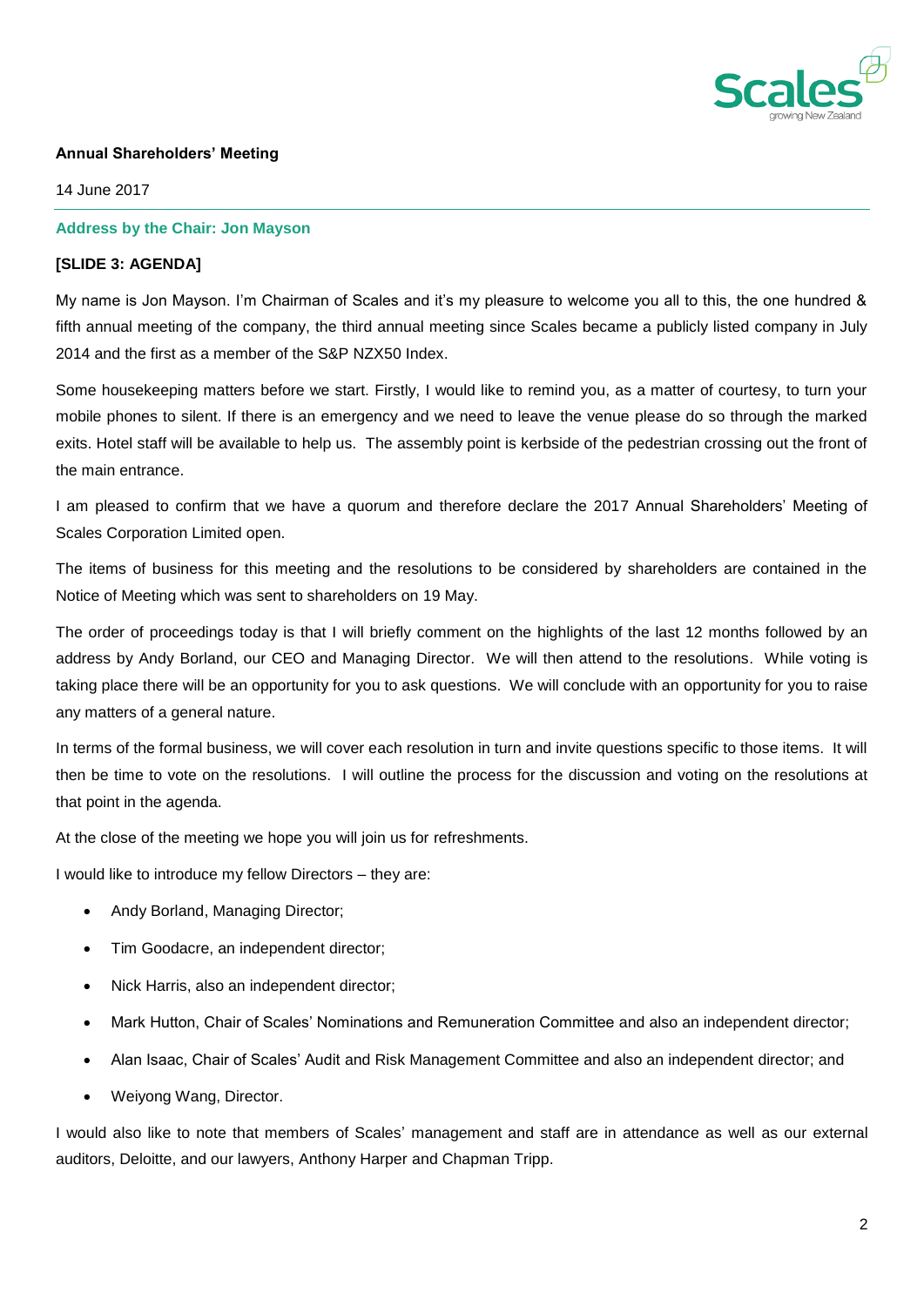**Annual Shareholders' Meeting**

14 June 2017

**Address by the Chair: Jon Mayson**

**[SLIDE 3: AGENDA]**

My name is Jon Mayson. I'm Chairman of Scales and it's my pleasure to welcome you all to this, the one hundred & fifth annual meeting of the company, the third annual meeting since Scales became a publicly listed company in July 2014 and the first as a member of the S&P NZX50 Index.

Some housekeeping matters before we start. Firstly, I would like to remind you, as a matter of courtesy, to turn your mobile phones to silent. If there is an emergency and we need to leave the venue please do so through the marked exits. Hotel staff will be available to help us. The assembly point is kerbside of the pedestrian crossing out the front of the main entrance.

I am pleased to confirm that we have a quorum and therefore declare the 2017 Annual Shareholders' Meeting of Scales Corporation Limited open.

The items of business for this meeting and the resolutions to be considered by shareholders are contained in the Notice of Meeting which was sent to shareholders on 19 May.

The order of proceedings today is that I will briefly comment on the highlights of the last 12 months followed by an address by Andy Borland, our CEO and Managing Director. We will then attend to the resolutions. While voting is taking place there will be an opportunity for you to ask questions. We will conclude with an opportunity for you to raise any matters of a general nature.

In terms of the formal business, we will cover each resolution in turn and invite questions specific to those items. It will then be time to vote on the resolutions. I will outline the process for the discussion and voting on the resolutions at that point in the agenda.

At the close of the meeting we hope you will join us for refreshments.

I would like to introduce my fellow Directors – they are:

- Andy Borland, Managing Director;
- Tim Goodacre, an independent director;
- Nick Harris, also an independent director;
- Mark Hutton, Chair of Scales' Nominations and Remuneration Committee and also an independent director;
- Alan Isaac, Chair of Scales' Audit and Risk Management Committee and also an independent director; and
- Weiyong Wang, Director.

I would also like to note that members of Scales' management and staff are in attendance as well as our external auditors, Deloitte, and our lawyers, Anthony Harper and Chapman Tripp.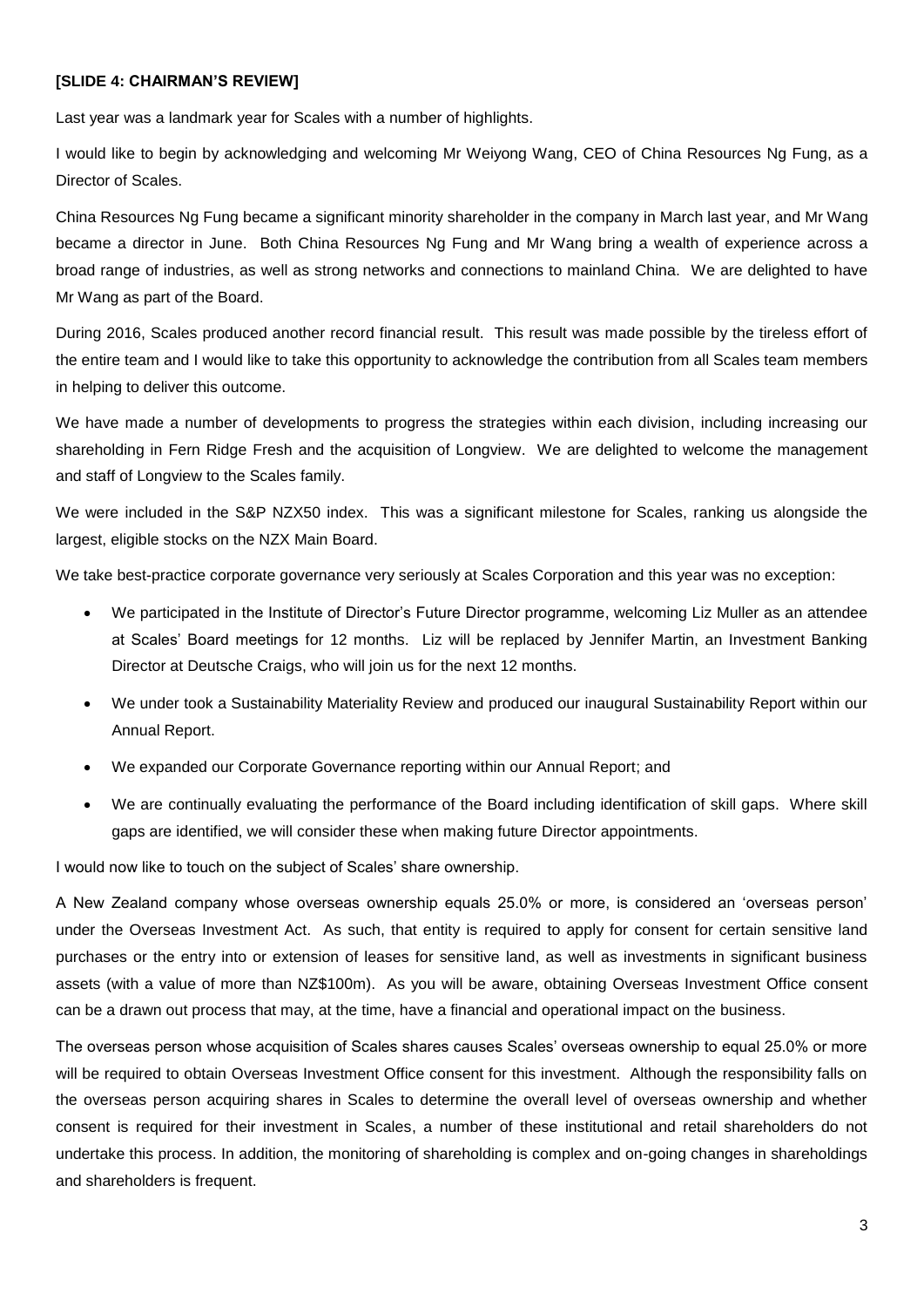**[SLIDE 4: CHAIRMAN'S REVIEW]**

Last year was a landmark year for Scales with a number of highlights.

I would like to begin by acknowledging and welcoming Mr Weiyong Wang, CEO of China Resources Ng Fung, as a Director of Scales.

China Resources Ng Fung became a significant minority shareholder in the company in March last year, and Mr Wang became a director in June. Both China Resources Ng Fung and Mr Wang bring a wealth of experience across a broad range of industries, as well as strong networks and connections to mainland China. We are delighted to have Mr Wang as part of the Board.

During 2016, Scales produced another record financial result. This result was made possible by the tireless effort of the entire team and I would like to take this opportunity to acknowledge the contribution from all Scales team members in helping to deliver this outcome.

We have made a number of developments to progress the strategies within each division, including increasing our shareholding in Fern Ridge Fresh and the acquisition of Longview. We are delighted to welcome the management and staff of Longview to the Scales family.

We were included in the S&P NZX50 index. This was a significant milestone for Scales, ranking us alongside the largest, eligible stocks on the NZX Main Board.

We take best-practice corporate governance very seriously at Scales Corporation and this year was no exception:

- We participated in the Institute of Director's Future Director programme, welcoming Liz Muller as an attendee at Scales' Board meetings for 12 months. Liz will be replaced by Jennifer Martin, an Investment Banking Director at Deutsche Craigs, who will join us for the next 12 months.
- We under took a Sustainability Materiality Review and produced our inaugural Sustainability Report within our Annual Report.
- We expanded our Corporate Governance reporting within our Annual Report; and
- We are continually evaluating the performance of the Board including identification of skill gaps. Where skill gaps are identified, we will consider these when making future Director appointments.

I would now like to touch on the subject of Scales' share ownership.

A New Zealand company whose overseas ownership equals 25.0% or more, is considered an 'overseas person' under the Overseas Investment Act. As such, that entity is required to apply for consent for certain sensitive land purchases or the entry into or extension of leases for sensitive land, as well as investments in significant business assets (with a value of more than NZ$100m). As you will be aware, obtaining Overseas Investment Office consent can be a drawn out process that may, at the time, have a financial and operational impact on the business.

The overseas person whose acquisition of Scales shares causes Scales' overseas ownership to equal 25.0% or more will be required to obtain Overseas Investment Office consent for this investment. Although the responsibility falls on the overseas person acquiring shares in Scales to determine the overall level of overseas ownership and whether consent is required for their investment in Scales, a number of these institutional and retail shareholders do not undertake this process. In addition, the monitoring of shareholding is complex and on-going changes in shareholdings and shareholders is frequent.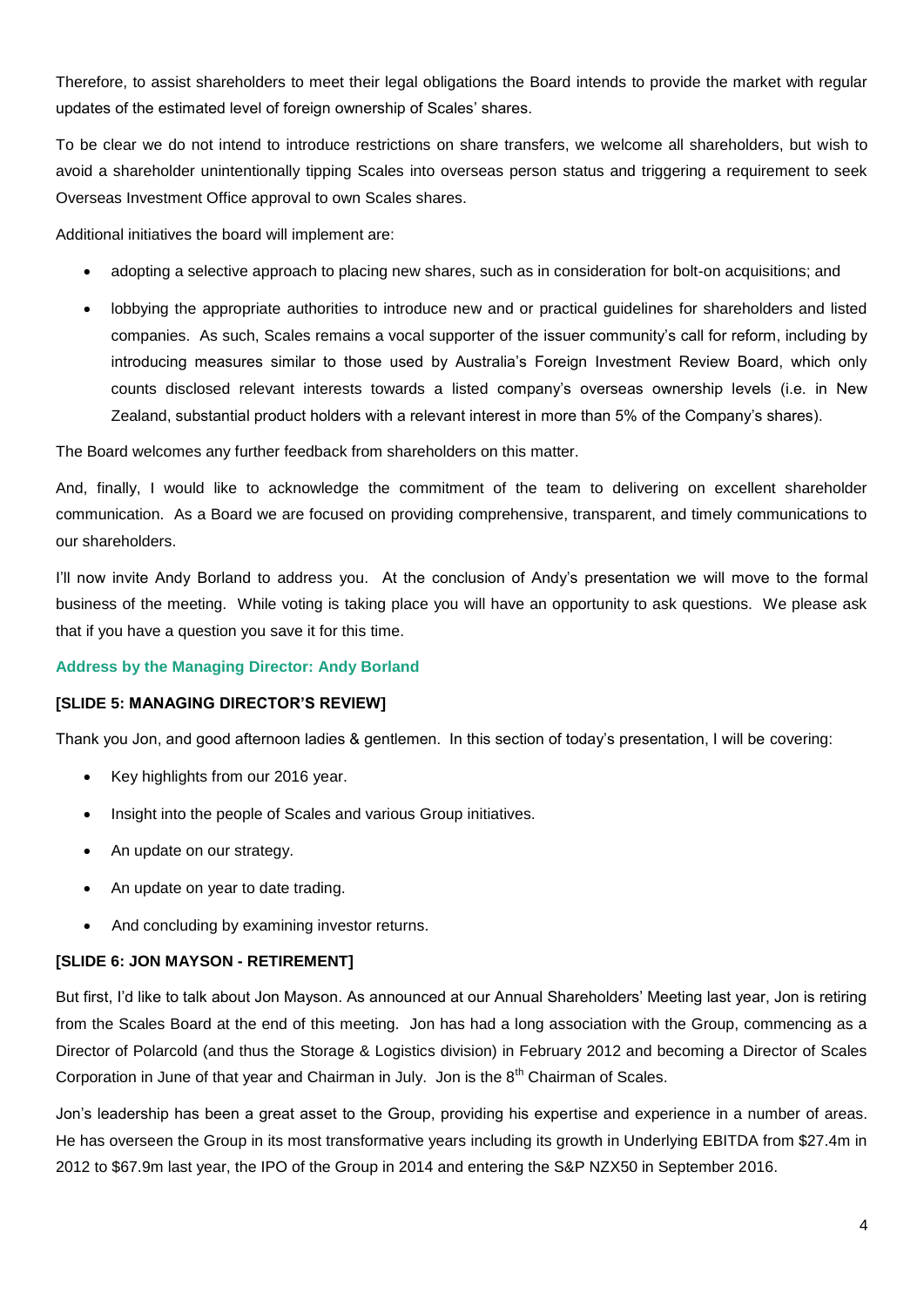Therefore, to assist shareholders to meet their legal obligations the Board intends to provide the market with regular updates of the estimated level of foreign ownership of Scales' shares.

To be clear we do not intend to introduce restrictions on share transfers, we welcome all shareholders, but wish to avoid a shareholder unintentionally tipping Scales into overseas person status and triggering a requirement to seek Overseas Investment Office approval to own Scales shares.

Additional initiatives the board will implement are:

- adopting a selective approach to placing new shares, such as in consideration for bolt-on acquisitions; and
- lobbying the appropriate authorities to introduce new and or practical guidelines for shareholders and listed companies. As such, Scales remains a vocal supporter of the issuer community's call for reform, including by introducing measures similar to those used by Australia's Foreign Investment Review Board, which only counts disclosed relevant interests towards a listed company's overseas ownership levels (i.e. in New Zealand, substantial product holders with a relevant interest in more than 5% of the Company's shares).

The Board welcomes any further feedback from shareholders on this matter.

And, finally, I would like to acknowledge the commitment of the team to delivering on excellent shareholder communication. As a Board we are focused on providing comprehensive, transparent, and timely communications to our shareholders.

I'll now invite Andy Borland to address you. At the conclusion of Andy's presentation we will move to the formal business of the meeting. While voting is taking place you will have an opportunity to ask questions. We please ask that if you have a question you save it for this time.

### Address by the Managing Director: Andy Borland

**[SLIDE 5: MANAGING DIRECTOR'S REVIEW]**

Thank you Jon, and good afternoon ladies & gentlemen. In this section of today's presentation, I will be covering:

- Key highlights from our 2016 year.
- Insight into the people of Scales and various Group initiatives.
- An update on our strategy.
- An update on year to date trading.
- And concluding by examining investor returns.

**[SLIDE 6: JON MAYSON - RETIREMENT]**

But first, I'd like to talk about Jon Mayson. As announced at our Annual Shareholders' Meeting last year, Jon is retiring from the Scales Board at the end of this meeting. Jon has had a long association with the Group, commencing as a Director of Polarcold (and thus the Storage & Logistics division) in February 2012 and becoming a Director of Scales Corporation in June of that year and Chairman in July. Jon is the 8th Chairman of Scales.

Jon's leadership has been a great asset to the Group, providing his expertise and experience in a number of areas. He has overseen the Group in its most transformative years including its growth in Underlying EBITDA from $27.4m in 2012 to $67.9m last year, the IPO of the Group in 2014 and entering the S&P NZX50 in September 2016.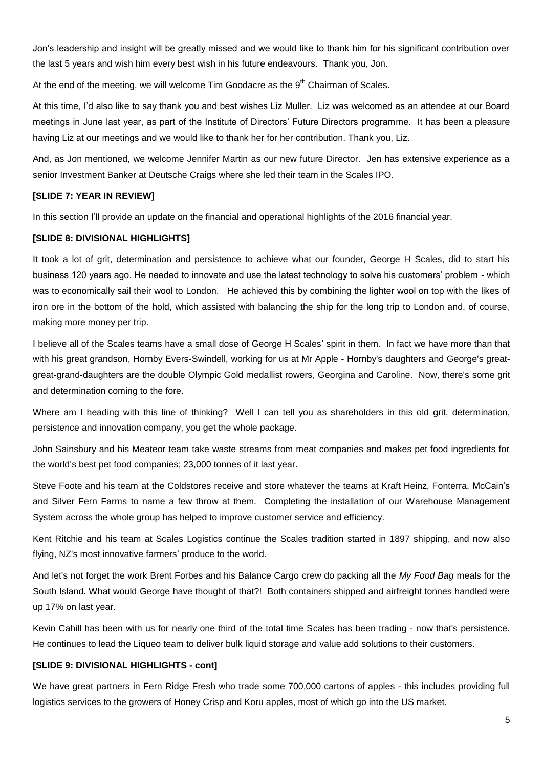Jon's leadership and insight will be greatly missed and we would like to thank him for his significant contribution over the last 5 years and wish him every best wish in his future endeavours. Thank you, Jon.

At the end of the meeting, we will welcome Tim Goodacre as the 9th Chairman of Scales.

At this time, I'd also like to say thank you and best wishes Liz Muller. Liz was welcomed as an attendee at our Board meetings in June last year, as part of the Institute of Directors' Future Directors programme. It has been a pleasure having Liz at our meetings and we would like to thank her for her contribution. Thank you, Liz.

And, as Jon mentioned, we welcome Jennifer Martin as our new future Director. Jen has extensive experience as a senior Investment Banker at Deutsche Craigs where she led their team in the Scales IPO.

**[SLIDE 7: YEAR IN REVIEW]**

In this section I'll provide an update on the financial and operational highlights of the 2016 financial year.

**[SLIDE 8: DIVISIONAL HIGHLIGHTS]**

It took a lot of grit, determination and persistence to achieve what our founder, George H Scales, did to start his business 120 years ago. He needed to innovate and use the latest technology to solve his customers' problem - which was to economically sail their wool to London. He achieved this by combining the lighter wool on top with the likes of iron ore in the bottom of the hold, which assisted with balancing the ship for the long trip to London and, of course, making more money per trip.

I believe all of the Scales teams have a small dose of George H Scales' spirit in them. In fact we have more than that with his great grandson, Hornby Evers-Swindell, working for us at Mr Apple - Hornby's daughters and George's great-great-grand-daughters are the double Olympic Gold medallist rowers, Georgina and Caroline. Now, there's some grit and determination coming to the fore.

Where am I heading with this line of thinking? Well I can tell you as shareholders in this old grit, determination, persistence and innovation company, you get the whole package.

John Sainsbury and his Meateor team take waste streams from meat companies and makes pet food ingredients for the world's best pet food companies; 23,000 tonnes of it last year.

Steve Foote and his team at the Coldstores receive and store whatever the teams at Kraft Heinz, Fonterra, McCain's and Silver Fern Farms to name a few throw at them. Completing the installation of our Warehouse Management System across the whole group has helped to improve customer service and efficiency.

Kent Ritchie and his team at Scales Logistics continue the Scales tradition started in 1897 shipping, and now also flying, NZ's most innovative farmers' produce to the world.

And let's not forget the work Brent Forbes and his Balance Cargo crew do packing all the *My Food Bag* meals for the South Island. What would George have thought of that?! Both containers shipped and airfreight tonnes handled were up 17% on last year.

Kevin Cahill has been with us for nearly one third of the total time Scales has been trading - now that's persistence. He continues to lead the Liqueo team to deliver bulk liquid storage and value add solutions to their customers.

**[SLIDE 9: DIVISIONAL HIGHLIGHTS - cont]**

We have great partners in Fern Ridge Fresh who trade some 700,000 cartons of apples - this includes providing full logistics services to the growers of Honey Crisp and Koru apples, most of which go into the US market.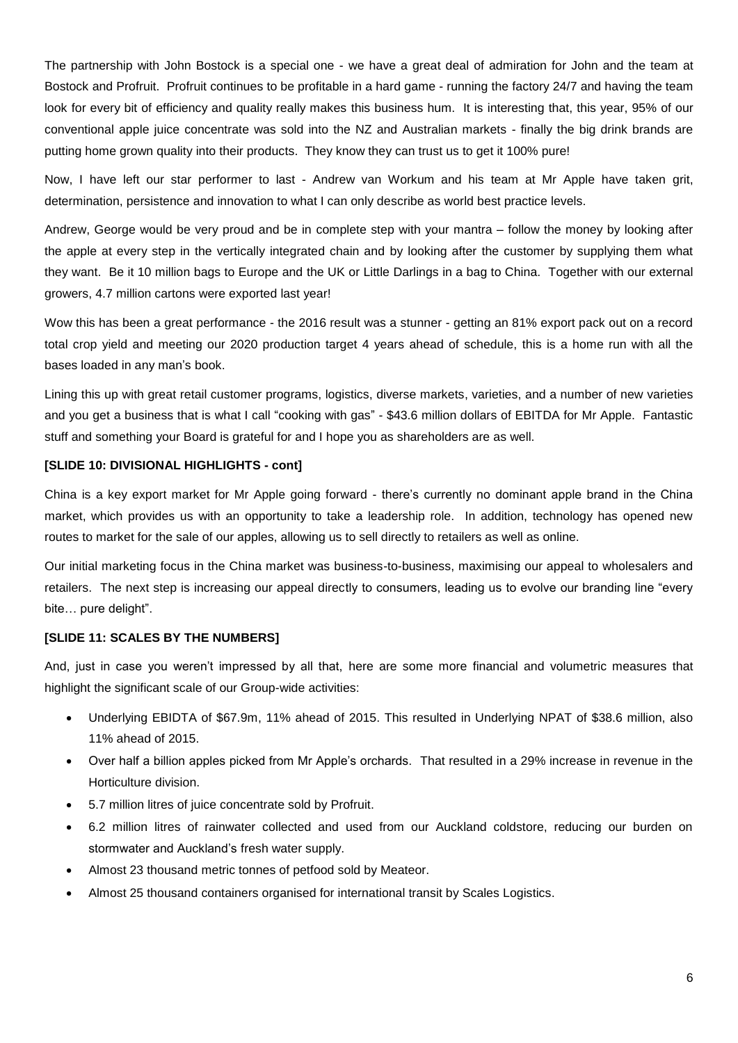The partnership with John Bostock is a special one - we have a great deal of admiration for John and the team at Bostock and Profruit. Profruit continues to be profitable in a hard game - running the factory 24/7 and having the team look for every bit of efficiency and quality really makes this business hum. It is interesting that, this year, 95% of our conventional apple juice concentrate was sold into the NZ and Australian markets - finally the big drink brands are putting home grown quality into their products. They know they can trust us to get it 100% pure!

Now, I have left our star performer to last - Andrew van Workum and his team at Mr Apple have taken grit, determination, persistence and innovation to what I can only describe as world best practice levels.

Andrew, George would be very proud and be in complete step with your mantra – follow the money by looking after the apple at every step in the vertically integrated chain and by looking after the customer by supplying them what they want. Be it 10 million bags to Europe and the UK or Little Darlings in a bag to China. Together with our external growers, 4.7 million cartons were exported last year!

Wow this has been a great performance - the 2016 result was a stunner - getting an 81% export pack out on a record total crop yield and meeting our 2020 production target 4 years ahead of schedule, this is a home run with all the bases loaded in any man's book.

Lining this up with great retail customer programs, logistics, diverse markets, varieties, and a number of new varieties and you get a business that is what I call "cooking with gas" - $43.6 million dollars of EBITDA for Mr Apple. Fantastic stuff and something your Board is grateful for and I hope you as shareholders are as well.

**[SLIDE 10: DIVISIONAL HIGHLIGHTS - cont]**

China is a key export market for Mr Apple going forward - there's currently no dominant apple brand in the China market, which provides us with an opportunity to take a leadership role. In addition, technology has opened new routes to market for the sale of our apples, allowing us to sell directly to retailers as well as online.

Our initial marketing focus in the China market was business-to-business, maximising our appeal to wholesalers and retailers. The next step is increasing our appeal directly to consumers, leading us to evolve our branding line "every bite… pure delight".

**[SLIDE 11: SCALES BY THE NUMBERS]**

And, just in case you weren't impressed by all that, here are some more financial and volumetric measures that highlight the significant scale of our Group-wide activities:

- Underlying EBIDTA of $67.9m, 11% ahead of 2015. This resulted in Underlying NPAT of $38.6 million, also 11% ahead of 2015.
- Over half a billion apples picked from Mr Apple's orchards. That resulted in a 29% increase in revenue in the Horticulture division.
- 5.7 million litres of juice concentrate sold by Profruit.
- 6.2 million litres of rainwater collected and used from our Auckland coldstore, reducing our burden on stormwater and Auckland's fresh water supply.
- Almost 23 thousand metric tonnes of petfood sold by Meateor.
- Almost 25 thousand containers organised for international transit by Scales Logistics.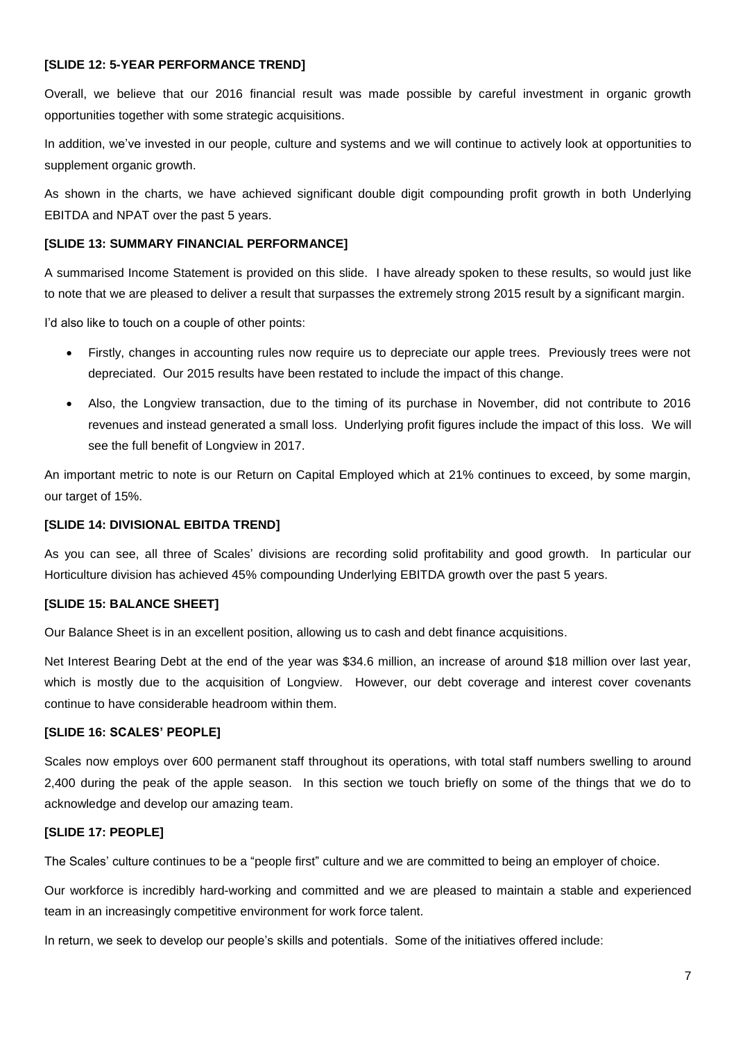**[SLIDE 12: 5-YEAR PERFORMANCE TREND]**

Overall, we believe that our 2016 financial result was made possible by careful investment in organic growth opportunities together with some strategic acquisitions.

In addition, we've invested in our people, culture and systems and we will continue to actively look at opportunities to supplement organic growth.

As shown in the charts, we have achieved significant double digit compounding profit growth in both Underlying EBITDA and NPAT over the past 5 years.

**[SLIDE 13: SUMMARY FINANCIAL PERFORMANCE]**

A summarised Income Statement is provided on this slide. I have already spoken to these results, so would just like to note that we are pleased to deliver a result that surpasses the extremely strong 2015 result by a significant margin.

I'd also like to touch on a couple of other points:

- Firstly, changes in accounting rules now require us to depreciate our apple trees. Previously trees were not depreciated. Our 2015 results have been restated to include the impact of this change.
- Also, the Longview transaction, due to the timing of its purchase in November, did not contribute to 2016 revenues and instead generated a small loss. Underlying profit figures include the impact of this loss. We will see the full benefit of Longview in 2017.

An important metric to note is our Return on Capital Employed which at 21% continues to exceed, by some margin, our target of 15%.

**[SLIDE 14: DIVISIONAL EBITDA TREND]**

As you can see, all three of Scales' divisions are recording solid profitability and good growth. In particular our Horticulture division has achieved 45% compounding Underlying EBITDA growth over the past 5 years.

**[SLIDE 15: BALANCE SHEET]**

Our Balance Sheet is in an excellent position, allowing us to cash and debt finance acquisitions.

Net Interest Bearing Debt at the end of the year was $34.6 million, an increase of around $18 million over last year, which is mostly due to the acquisition of Longview. However, our debt coverage and interest cover covenants continue to have considerable headroom within them.

**[SLIDE 16: SCALES' PEOPLE]**

Scales now employs over 600 permanent staff throughout its operations, with total staff numbers swelling to around 2,400 during the peak of the apple season. In this section we touch briefly on some of the things that we do to acknowledge and develop our amazing team.

**[SLIDE 17: PEOPLE]**

The Scales' culture continues to be a "people first" culture and we are committed to being an employer of choice.

Our workforce is incredibly hard-working and committed and we are pleased to maintain a stable and experienced team in an increasingly competitive environment for work force talent.

In return, we seek to develop our people's skills and potentials. Some of the initiatives offered include: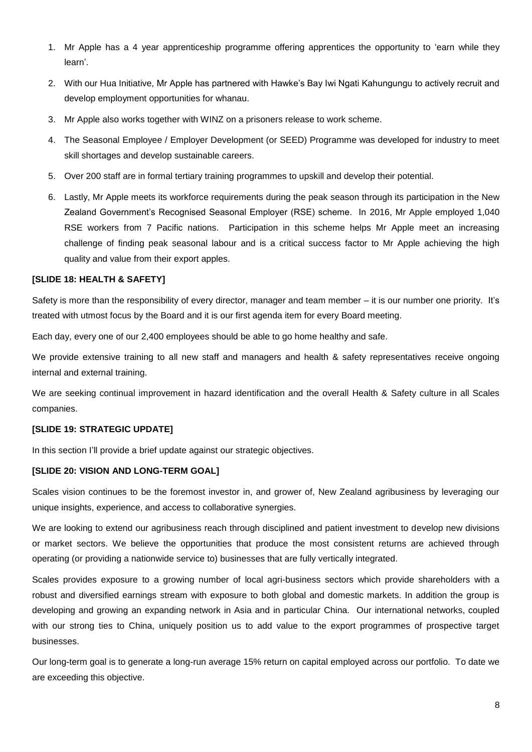1. Mr Apple has a 4 year apprenticeship programme offering apprentices the opportunity to 'earn while they learn'.
2. With our Hua Initiative, Mr Apple has partnered with Hawke's Bay Iwi Ngati Kahungungu to actively recruit and develop employment opportunities for whanau.
3. Mr Apple also works together with WINZ on a prisoners release to work scheme.
4. The Seasonal Employee / Employer Development (or SEED) Programme was developed for industry to meet skill shortages and develop sustainable careers.
5. Over 200 staff are in formal tertiary training programmes to upskill and develop their potential.
6. Lastly, Mr Apple meets its workforce requirements during the peak season through its participation in the New Zealand Government's Recognised Seasonal Employer (RSE) scheme. In 2016, Mr Apple employed 1,040 RSE workers from 7 Pacific nations. Participation in this scheme helps Mr Apple meet an increasing challenge of finding peak seasonal labour and is a critical success factor to Mr Apple achieving the high quality and value from their export apples.

**[SLIDE 18: HEALTH & SAFETY]**

Safety is more than the responsibility of every director, manager and team member – it is our number one priority. It's treated with utmost focus by the Board and it is our first agenda item for every Board meeting.

Each day, every one of our 2,400 employees should be able to go home healthy and safe.

We provide extensive training to all new staff and managers and health & safety representatives receive ongoing internal and external training.

We are seeking continual improvement in hazard identification and the overall Health & Safety culture in all Scales companies.

**[SLIDE 19: STRATEGIC UPDATE]**

In this section I'll provide a brief update against our strategic objectives.

**[SLIDE 20: VISION AND LONG-TERM GOAL]**

Scales vision continues to be the foremost investor in, and grower of, New Zealand agribusiness by leveraging our unique insights, experience, and access to collaborative synergies.

We are looking to extend our agribusiness reach through disciplined and patient investment to develop new divisions or market sectors. We believe the opportunities that produce the most consistent returns are achieved through operating (or providing a nationwide service to) businesses that are fully vertically integrated.

Scales provides exposure to a growing number of local agri-business sectors which provide shareholders with a robust and diversified earnings stream with exposure to both global and domestic markets. In addition the group is developing and growing an expanding network in Asia and in particular China. Our international networks, coupled with our strong ties to China, uniquely position us to add value to the export programmes of prospective target businesses.

Our long-term goal is to generate a long-run average 15% return on capital employed across our portfolio. To date we are exceeding this objective.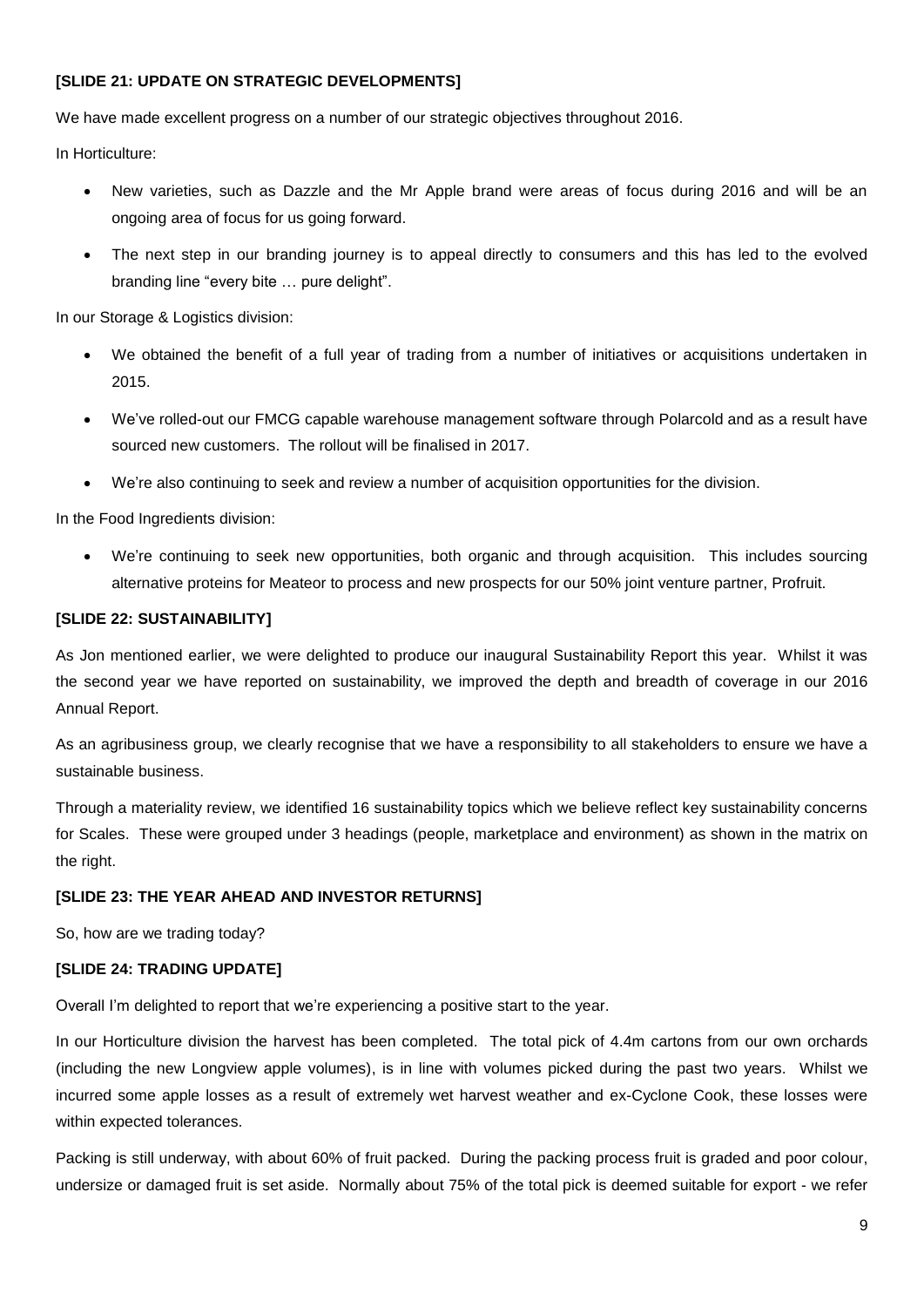**[SLIDE 21: UPDATE ON STRATEGIC DEVELOPMENTS]**

We have made excellent progress on a number of our strategic objectives throughout 2016.

In Horticulture:

- New varieties, such as Dazzle and the Mr Apple brand were areas of focus during 2016 and will be an ongoing area of focus for us going forward.
- The next step in our branding journey is to appeal directly to consumers and this has led to the evolved branding line "every bite … pure delight".

In our Storage & Logistics division:

- We obtained the benefit of a full year of trading from a number of initiatives or acquisitions undertaken in 2015.
- We've rolled-out our FMCG capable warehouse management software through Polarcold and as a result have sourced new customers. The rollout will be finalised in 2017.
- We're also continuing to seek and review a number of acquisition opportunities for the division.

In the Food Ingredients division:

- We're continuing to seek new opportunities, both organic and through acquisition. This includes sourcing alternative proteins for Meateor to process and new prospects for our 50% joint venture partner, Profruit.

**[SLIDE 22: SUSTAINABILITY]**

As Jon mentioned earlier, we were delighted to produce our inaugural Sustainability Report this year. Whilst it was the second year we have reported on sustainability, we improved the depth and breadth of coverage in our 2016 Annual Report.

As an agribusiness group, we clearly recognise that we have a responsibility to all stakeholders to ensure we have a sustainable business.

Through a materiality review, we identified 16 sustainability topics which we believe reflect key sustainability concerns for Scales. These were grouped under 3 headings (people, marketplace and environment) as shown in the matrix on the right.

**[SLIDE 23: THE YEAR AHEAD AND INVESTOR RETURNS]**

So, how are we trading today?

**[SLIDE 24: TRADING UPDATE]**

Overall I'm delighted to report that we're experiencing a positive start to the year.

In our Horticulture division the harvest has been completed. The total pick of 4.4m cartons from our own orchards (including the new Longview apple volumes), is in line with volumes picked during the past two years. Whilst we incurred some apple losses as a result of extremely wet harvest weather and ex-Cyclone Cook, these losses were within expected tolerances.

Packing is still underway, with about 60% of fruit packed. During the packing process fruit is graded and poor colour, undersize or damaged fruit is set aside. Normally about 75% of the total pick is deemed suitable for export - we refer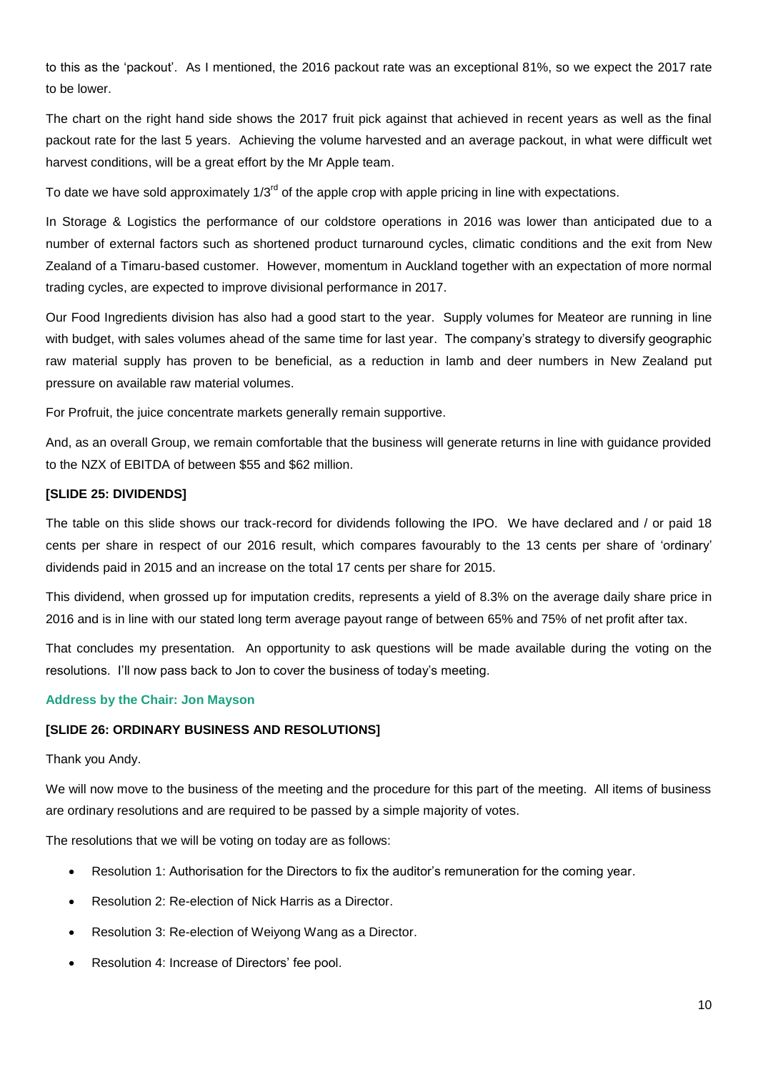to this as the 'packout'. As I mentioned, the 2016 packout rate was an exceptional 81%, so we expect the 2017 rate to be lower.

The chart on the right hand side shows the 2017 fruit pick against that achieved in recent years as well as the final packout rate for the last 5 years. Achieving the volume harvested and an average packout, in what were difficult wet harvest conditions, will be a great effort by the Mr Apple team.

To date we have sold approximately 1/3rd of the apple crop with apple pricing in line with expectations.

In Storage & Logistics the performance of our coldstore operations in 2016 was lower than anticipated due to a number of external factors such as shortened product turnaround cycles, climatic conditions and the exit from New Zealand of a Timaru-based customer. However, momentum in Auckland together with an expectation of more normal trading cycles, are expected to improve divisional performance in 2017.

Our Food Ingredients division has also had a good start to the year. Supply volumes for Meateor are running in line with budget, with sales volumes ahead of the same time for last year. The company's strategy to diversify geographic raw material supply has proven to be beneficial, as a reduction in lamb and deer numbers in New Zealand put pressure on available raw material volumes.

For Profruit, the juice concentrate markets generally remain supportive.

And, as an overall Group, we remain comfortable that the business will generate returns in line with guidance provided to the NZX of EBITDA of between $55 and $62 million.

**[SLIDE 25: DIVIDENDS]**

The table on this slide shows our track-record for dividends following the IPO. We have declared and / or paid 18 cents per share in respect of our 2016 result, which compares favourably to the 13 cents per share of 'ordinary' dividends paid in 2015 and an increase on the total 17 cents per share for 2015.

This dividend, when grossed up for imputation credits, represents a yield of 8.3% on the average daily share price in 2016 and is in line with our stated long term average payout range of between 65% and 75% of net profit after tax.

That concludes my presentation. An opportunity to ask questions will be made available during the voting on the resolutions. I'll now pass back to Jon to cover the business of today's meeting.

### Address by the Chair: Jon Mayson

**[SLIDE 26: ORDINARY BUSINESS AND RESOLUTIONS]**

Thank you Andy.

We will now move to the business of the meeting and the procedure for this part of the meeting. All items of business are ordinary resolutions and are required to be passed by a simple majority of votes.

The resolutions that we will be voting on today are as follows:

- Resolution 1: Authorisation for the Directors to fix the auditor's remuneration for the coming year.
- Resolution 2: Re-election of Nick Harris as a Director.
- Resolution 3: Re-election of Weiyong Wang as a Director.
- Resolution 4: Increase of Directors' fee pool.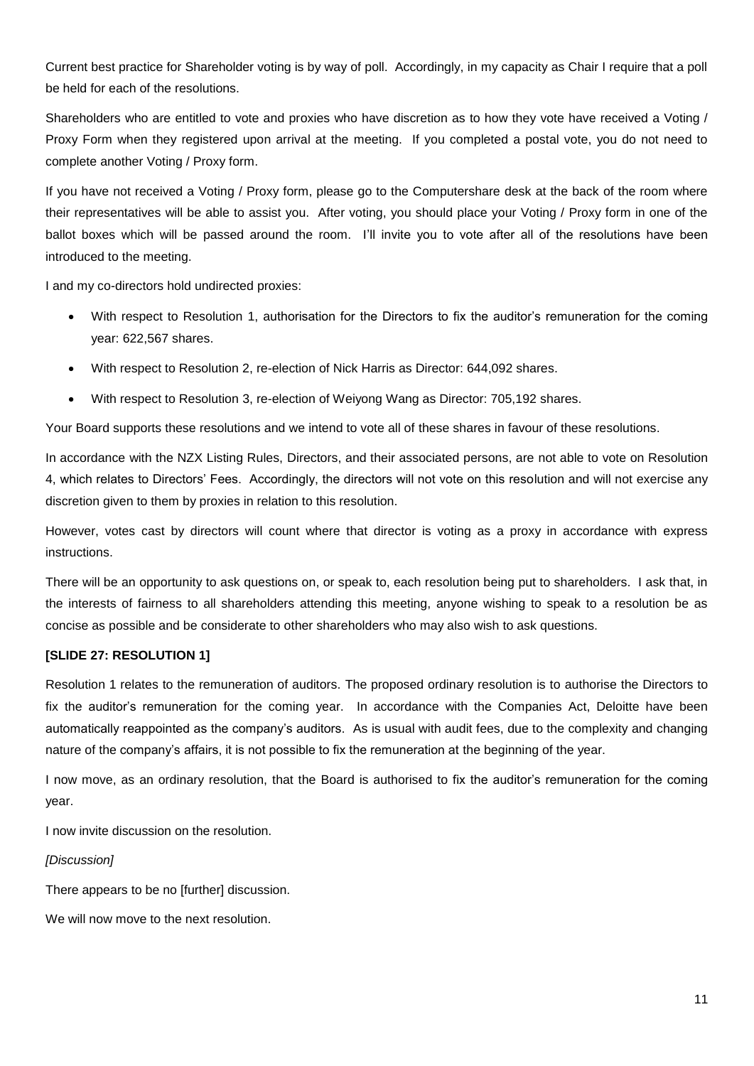Current best practice for Shareholder voting is by way of poll. Accordingly, in my capacity as Chair I require that a poll be held for each of the resolutions.

Shareholders who are entitled to vote and proxies who have discretion as to how they vote have received a Voting / Proxy Form when they registered upon arrival at the meeting. If you completed a postal vote, you do not need to complete another Voting / Proxy form.

If you have not received a Voting / Proxy form, please go to the Computershare desk at the back of the room where their representatives will be able to assist you. After voting, you should place your Voting / Proxy form in one of the ballot boxes which will be passed around the room. I'll invite you to vote after all of the resolutions have been introduced to the meeting.

I and my co-directors hold undirected proxies:

- With respect to Resolution 1, authorisation for the Directors to fix the auditor's remuneration for the coming year: 622,567 shares.
- With respect to Resolution 2, re-election of Nick Harris as Director: 644,092 shares.
- With respect to Resolution 3, re-election of Weiyong Wang as Director: 705,192 shares.

Your Board supports these resolutions and we intend to vote all of these shares in favour of these resolutions.

In accordance with the NZX Listing Rules, Directors, and their associated persons, are not able to vote on Resolution 4, which relates to Directors' Fees. Accordingly, the directors will not vote on this resolution and will not exercise any discretion given to them by proxies in relation to this resolution.

However, votes cast by directors will count where that director is voting as a proxy in accordance with express instructions.

There will be an opportunity to ask questions on, or speak to, each resolution being put to shareholders. I ask that, in the interests of fairness to all shareholders attending this meeting, anyone wishing to speak to a resolution be as concise as possible and be considerate to other shareholders who may also wish to ask questions.

**[SLIDE 27: RESOLUTION 1]**

Resolution 1 relates to the remuneration of auditors. The proposed ordinary resolution is to authorise the Directors to fix the auditor's remuneration for the coming year. In accordance with the Companies Act, Deloitte have been automatically reappointed as the company's auditors. As is usual with audit fees, due to the complexity and changing nature of the company's affairs, it is not possible to fix the remuneration at the beginning of the year.

I now move, as an ordinary resolution, that the Board is authorised to fix the auditor's remuneration for the coming year.

I now invite discussion on the resolution.

*[Discussion]*

There appears to be no [further] discussion.

We will now move to the next resolution.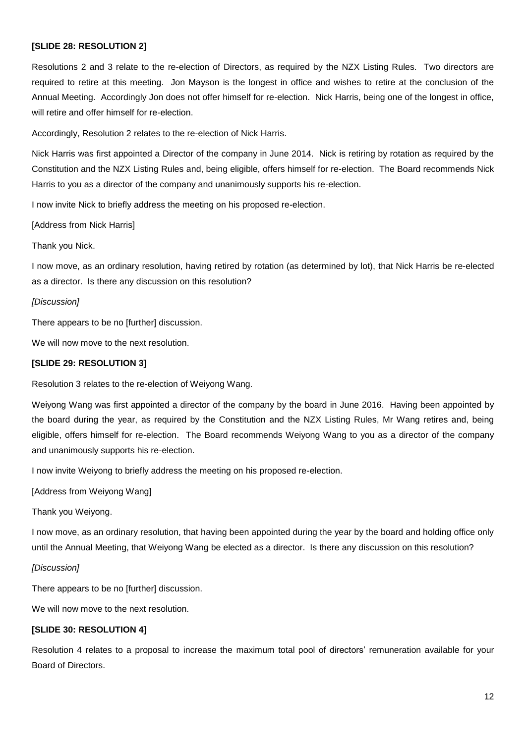**[SLIDE 28: RESOLUTION 2]**

Resolutions 2 and 3 relate to the re-election of Directors, as required by the NZX Listing Rules. Two directors are required to retire at this meeting. Jon Mayson is the longest in office and wishes to retire at the conclusion of the Annual Meeting. Accordingly Jon does not offer himself for re-election. Nick Harris, being one of the longest in office, will retire and offer himself for re-election.

Accordingly, Resolution 2 relates to the re-election of Nick Harris.

Nick Harris was first appointed a Director of the company in June 2014. Nick is retiring by rotation as required by the Constitution and the NZX Listing Rules and, being eligible, offers himself for re-election. The Board recommends Nick Harris to you as a director of the company and unanimously supports his re-election.

I now invite Nick to briefly address the meeting on his proposed re-election.

[Address from Nick Harris]

Thank you Nick.

I now move, as an ordinary resolution, having retired by rotation (as determined by lot), that Nick Harris be re-elected as a director. Is there any discussion on this resolution?

*[Discussion]*

There appears to be no [further] discussion.

We will now move to the next resolution.

**[SLIDE 29: RESOLUTION 3]**

Resolution 3 relates to the re-election of Weiyong Wang.

Weiyong Wang was first appointed a director of the company by the board in June 2016. Having been appointed by the board during the year, as required by the Constitution and the NZX Listing Rules, Mr Wang retires and, being eligible, offers himself for re-election. The Board recommends Weiyong Wang to you as a director of the company and unanimously supports his re-election.

I now invite Weiyong to briefly address the meeting on his proposed re-election.

[Address from Weiyong Wang]

Thank you Weiyong.

I now move, as an ordinary resolution, that having been appointed during the year by the board and holding office only until the Annual Meeting, that Weiyong Wang be elected as a director. Is there any discussion on this resolution?

*[Discussion]*

There appears to be no [further] discussion.

We will now move to the next resolution.

**[SLIDE 30: RESOLUTION 4]**

Resolution 4 relates to a proposal to increase the maximum total pool of directors' remuneration available for your Board of Directors.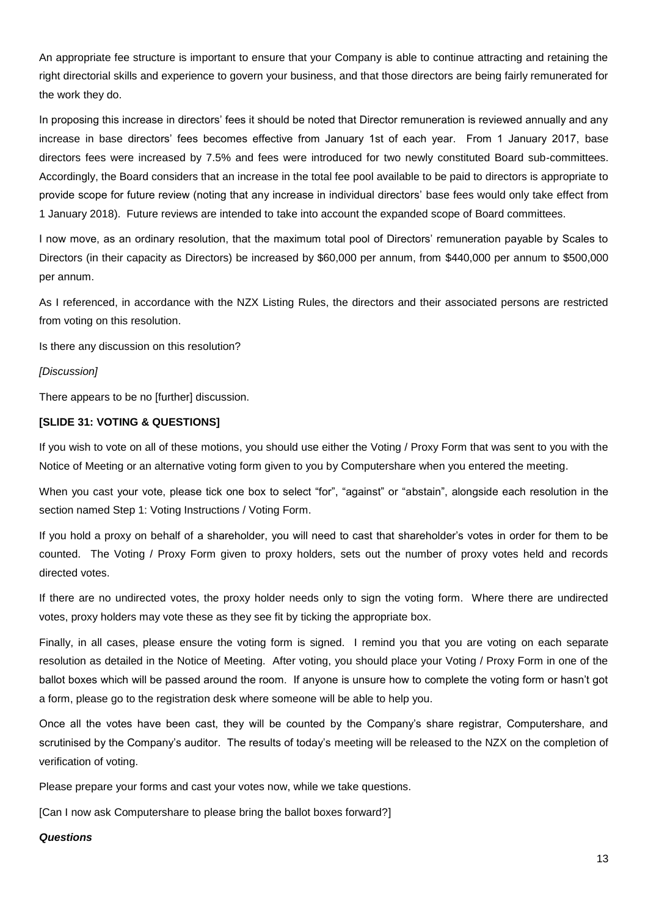An appropriate fee structure is important to ensure that your Company is able to continue attracting and retaining the right directorial skills and experience to govern your business, and that those directors are being fairly remunerated for the work they do.

In proposing this increase in directors' fees it should be noted that Director remuneration is reviewed annually and any increase in base directors' fees becomes effective from January 1st of each year. From 1 January 2017, base directors fees were increased by 7.5% and fees were introduced for two newly constituted Board sub-committees. Accordingly, the Board considers that an increase in the total fee pool available to be paid to directors is appropriate to provide scope for future review (noting that any increase in individual directors' base fees would only take effect from 1 January 2018). Future reviews are intended to take into account the expanded scope of Board committees.

I now move, as an ordinary resolution, that the maximum total pool of Directors' remuneration payable by Scales to Directors (in their capacity as Directors) be increased by $60,000 per annum, from $440,000 per annum to $500,000 per annum.

As I referenced, in accordance with the NZX Listing Rules, the directors and their associated persons are restricted from voting on this resolution.

Is there any discussion on this resolution?

*[Discussion]*

There appears to be no [further] discussion.

**[SLIDE 31: VOTING & QUESTIONS]**

If you wish to vote on all of these motions, you should use either the Voting / Proxy Form that was sent to you with the Notice of Meeting or an alternative voting form given to you by Computershare when you entered the meeting.

When you cast your vote, please tick one box to select "for", "against" or "abstain", alongside each resolution in the section named Step 1: Voting Instructions / Voting Form.

If you hold a proxy on behalf of a shareholder, you will need to cast that shareholder's votes in order for them to be counted. The Voting / Proxy Form given to proxy holders, sets out the number of proxy votes held and records directed votes.

If there are no undirected votes, the proxy holder needs only to sign the voting form. Where there are undirected votes, proxy holders may vote these as they see fit by ticking the appropriate box.

Finally, in all cases, please ensure the voting form is signed. I remind you that you are voting on each separate resolution as detailed in the Notice of Meeting. After voting, you should place your Voting / Proxy Form in one of the ballot boxes which will be passed around the room. If anyone is unsure how to complete the voting form or hasn't got a form, please go to the registration desk where someone will be able to help you.

Once all the votes have been cast, they will be counted by the Company's share registrar, Computershare, and scrutinised by the Company's auditor. The results of today's meeting will be released to the NZX on the completion of verification of voting.

Please prepare your forms and cast your votes now, while we take questions.

[Can I now ask Computershare to please bring the ballot boxes forward?]

***Questions***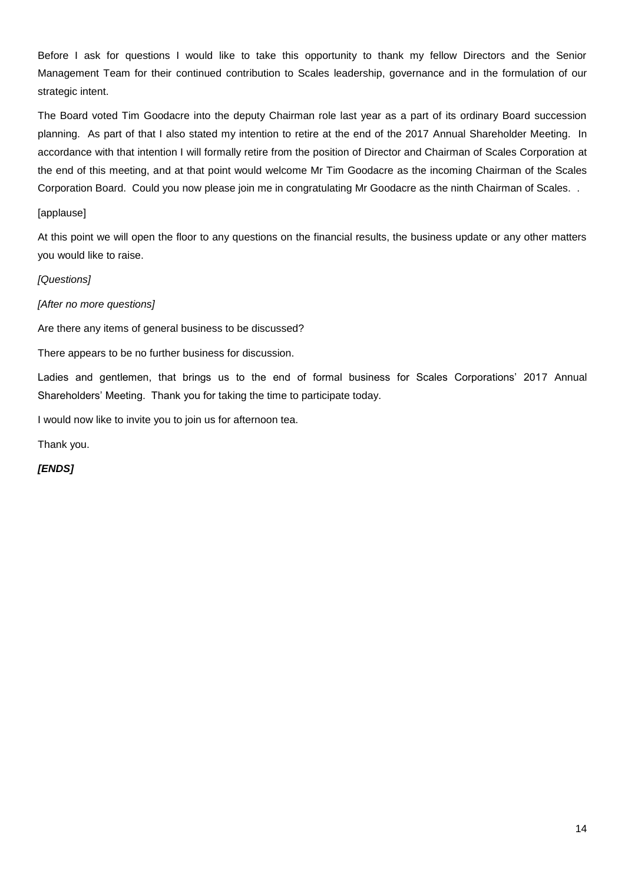Before I ask for questions I would like to take this opportunity to thank my fellow Directors and the Senior Management Team for their continued contribution to Scales leadership, governance and in the formulation of our strategic intent.

The Board voted Tim Goodacre into the deputy Chairman role last year as a part of its ordinary Board succession planning. As part of that I also stated my intention to retire at the end of the 2017 Annual Shareholder Meeting. In accordance with that intention I will formally retire from the position of Director and Chairman of Scales Corporation at the end of this meeting, and at that point would welcome Mr Tim Goodacre as the incoming Chairman of the Scales Corporation Board. Could you now please join me in congratulating Mr Goodacre as the ninth Chairman of Scales. .

[applause]

At this point we will open the floor to any questions on the financial results, the business update or any other matters you would like to raise.

*[Questions]*

*[After no more questions]*

Are there any items of general business to be discussed?

There appears to be no further business for discussion.

Ladies and gentlemen, that brings us to the end of formal business for Scales Corporations' 2017 Annual Shareholders' Meeting. Thank you for taking the time to participate today.

I would now like to invite you to join us for afternoon tea.

Thank you.

***[ENDS]***